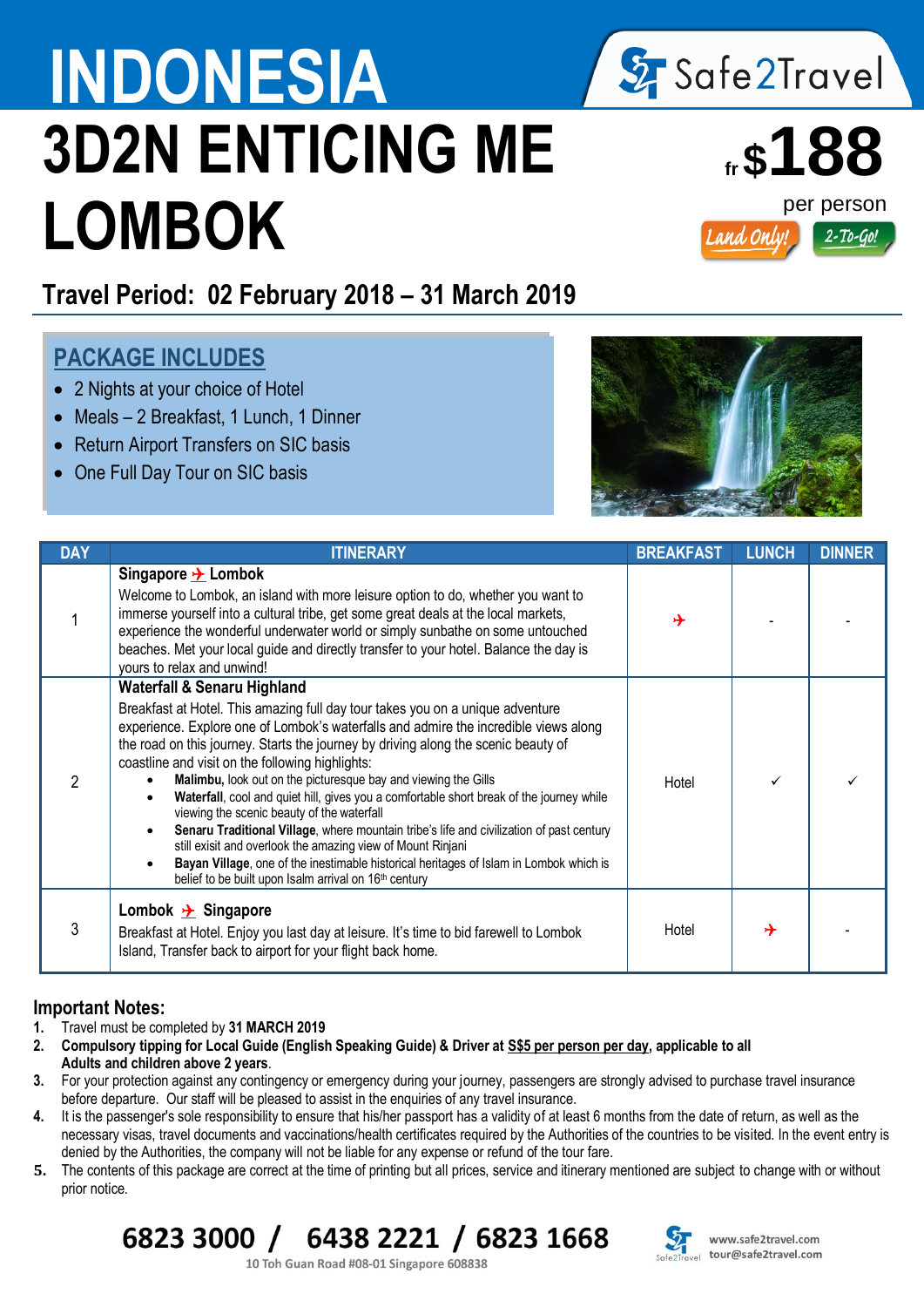# INDONESIA

Safe2Travel

# 3D2N ENTICING ME LOMBOK

fr $188 per person

Land Only! 2-To-Go!

## Travel Period: 02 February 2018 – 31 March 2019

## PACKAGE INCLUDES

- 2 Nights at your choice of Hotel
- Meals – 2 Breakfast, 1 Lunch, 1 Dinner
- Return Airport Transfers on SIC basis
- One Full Day Tour on SIC basis

| DAY | ITINERARY | BREAKFAST | LUNCH | DINNER |
|---|---|---|---|---|
| 1 | **Singapore ✈ Lombok**<br>Welcome to Lombok, an island with more leisure option to do, whether you want to immerse yourself into a cultural tribe, get some great deals at the local markets, experience the wonderful underwater world or simply sunbathe on some untouched beaches. Met your local guide and directly transfer to your hotel. Balance the day is yours to relax and unwind! | ✈ | - | - |
| 2 | **Waterfall & Senaru Highland**<br>Breakfast at Hotel. This amazing full day tour takes you on a unique adventure experience. Explore one of Lombok's waterfalls and admire the incredible views along the road on this journey. Starts the journey by driving along the scenic beauty of coastline and visit on the following highlights:<br>• **Malimbu,** look out on the picturesque bay and viewing the Gills<br>• **Waterfall**, cool and quiet hill, gives you a comfortable short break of the journey while viewing the scenic beauty of the waterfall<br>• **Senaru Traditional Village**, where mountain tribe's life and civilization of past century still exisit and overlook the amazing view of Mount Rinjani<br>• **Bayan Village**, one of the inestimable historical heritages of Islam in Lombok which is belief to be built upon Isalm arrival on 16th century | Hotel | ✓ | ✓ |
| 3 | **Lombok ✈ Singapore**<br>Breakfast at Hotel. Enjoy you last day at leisure. It's time to bid farewell to Lombok Island, Transfer back to airport for your flight back home. | Hotel | ✈ | - |

## Important Notes:

1. Travel must be completed by **31 MARCH 2019**
2. **Compulsory tipping for Local Guide (English Speaking Guide) & Driver at S$5 per person per day, applicable to all Adults and children above 2 years**.
3. For your protection against any contingency or emergency during your journey, passengers are strongly advised to purchase travel insurance before departure. Our staff will be pleased to assist in the enquiries of any travel insurance.
4. It is the passenger's sole responsibility to ensure that his/her passport has a validity of at least 6 months from the date of return, as well as the necessary visas, travel documents and vaccinations/health certificates required by the Authorities of the countries to be visited. In the event entry is denied by the Authorities, the company will not be liable for any expense or refund of the tour fare.
5. The contents of this package are correct at the time of printing but all prices, service and itinerary mentioned are subject to change with or without prior notice.

**6823 3000 / 6438 2221 / 6823 1668**

10 Toh Guan Road #08-01 Singapore 608838

www.safe2travel.com
tour@safe2travel.com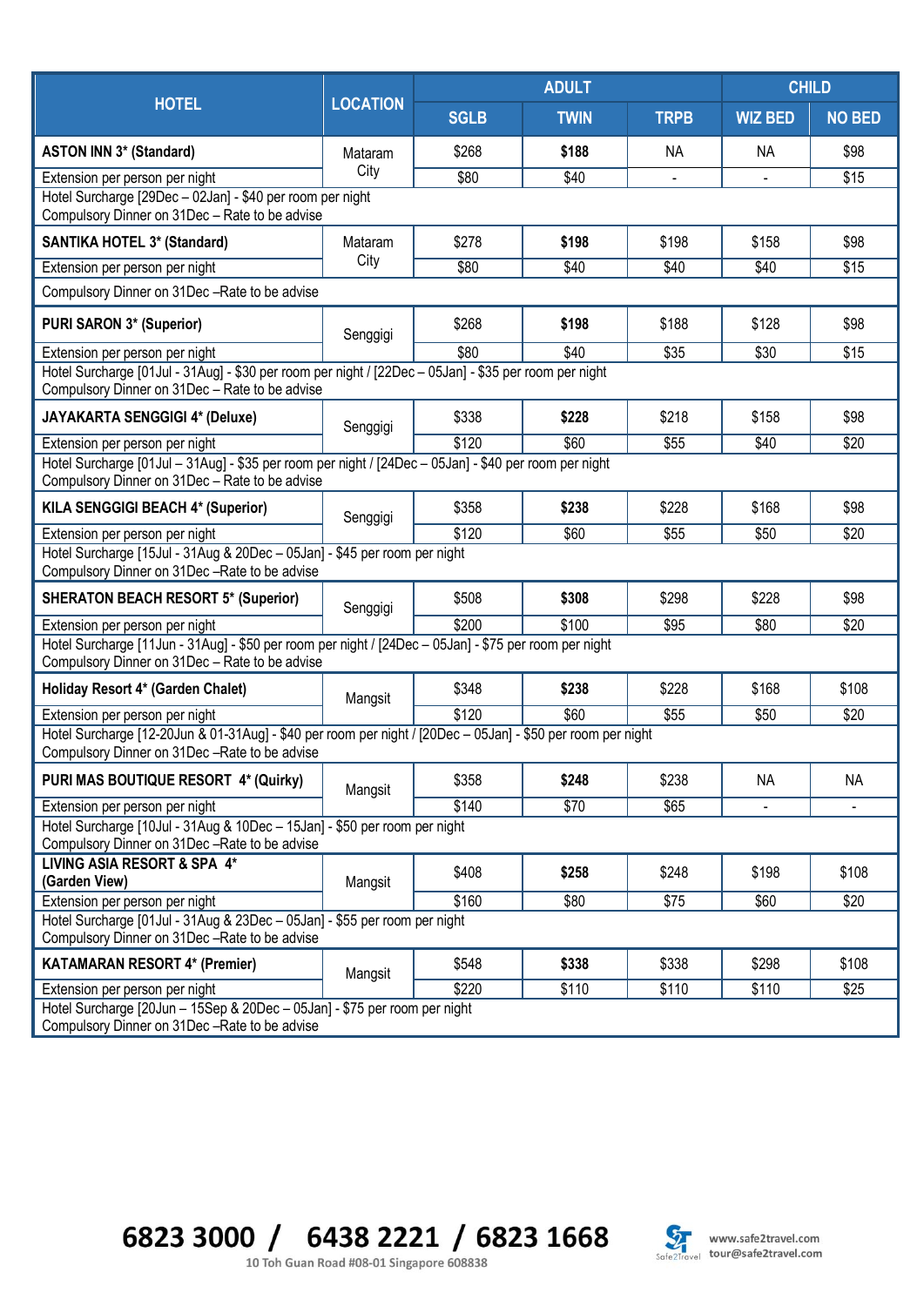| HOTEL | LOCATION | ADULT | | | CHILD | |
|---|---|---|---|---|---|---|
| | | SGLB | TWIN | TRPB | WIZ BED | NO BED |
| **ASTON INN 3* (Standard)** | Mataram City | $268 | **$188** | NA | NA | $98 |
| Extension per person per night | | $80 | $40 | - | - | $15 |
| Hotel Surcharge [29Dec – 02Jan] - $40 per room per night<br>Compulsory Dinner on 31Dec – Rate to be advise | | | | | | |
| **SANTIKA HOTEL 3* (Standard)** | Mataram City | $278 | **$198** | $198 | $158 | $98 |
| Extension per person per night | | $80 | $40 | $40 | $40 | $15 |
| Compulsory Dinner on 31Dec –Rate to be advise | | | | | | |
| **PURI SARON 3* (Superior)** | Senggigi | $268 | **$198** | $188 | $128 | $98 |
| Extension per person per night | | $80 | $40 | $35 | $30 | $15 |
| Hotel Surcharge [01Jul - 31Aug] - $30 per room per night / [22Dec – 05Jan] - $35 per room per night<br>Compulsory Dinner on 31Dec – Rate to be advise | | | | | | |
| **JAYAKARTA SENGGIGI 4* (Deluxe)** | Senggigi | $338 | **$228** | $218 | $158 | $98 |
| Extension per person per night | | $120 | $60 | $55 | $40 | $20 |
| Hotel Surcharge [01Jul – 31Aug] - $35 per room per night / [24Dec – 05Jan] - $40 per room per night<br>Compulsory Dinner on 31Dec – Rate to be advise | | | | | | |
| **KILA SENGGIGI BEACH 4* (Superior)** | Senggigi | $358 | **$238** | $228 | $168 | $98 |
| Extension per person per night | | $120 | $60 | $55 | $50 | $20 |
| Hotel Surcharge [15Jul - 31Aug & 20Dec – 05Jan] - $45 per room per night<br>Compulsory Dinner on 31Dec –Rate to be advise | | | | | | |
| **SHERATON BEACH RESORT 5* (Superior)** | Senggigi | $508 | **$308** | $298 | $228 | $98 |
| Extension per person per night | | $200 | $100 | $95 | $80 | $20 |
| Hotel Surcharge [11Jun - 31Aug] - $50 per room per night / [24Dec – 05Jan] - $75 per room per night<br>Compulsory Dinner on 31Dec – Rate to be advise | | | | | | |
| **Holiday Resort 4* (Garden Chalet)** | Mangsit | $348 | **$238** | $228 | $168 | $108 |
| Extension per person per night | | $120 | $60 | $55 | $50 | $20 |
| Hotel Surcharge [12-20Jun & 01-31Aug] - $40 per room per night / [20Dec – 05Jan] - $50 per room per night<br>Compulsory Dinner on 31Dec –Rate to be advise | | | | | | |
| **PURI MAS BOUTIQUE RESORT 4* (Quirky)** | Mangsit | $358 | **$248** | $238 | NA | NA |
| Extension per person per night | | $140 | $70 | $65 | - | - |
| Hotel Surcharge [10Jul - 31Aug & 10Dec – 15Jan] - $50 per room per night<br>Compulsory Dinner on 31Dec –Rate to be advise | | | | | | |
| **LIVING ASIA RESORT & SPA 4* (Garden View)** | Mangsit | $408 | **$258** | $248 | $198 | $108 |
| Extension per person per night | | $160 | $80 | $75 | $60 | $20 |
| Hotel Surcharge [01Jul - 31Aug & 23Dec – 05Jan] - $55 per room per night<br>Compulsory Dinner on 31Dec –Rate to be advise | | | | | | |
| **KATAMARAN RESORT 4* (Premier)** | Mangsit | $548 | **$338** | $338 | $298 | $108 |
| Extension per person per night | | $220 | $110 | $110 | $110 | $25 |
| Hotel Surcharge [20Jun – 15Sep & 20Dec – 05Jan] - $75 per room per night<br>Compulsory Dinner on 31Dec –Rate to be advise | | | | | | |

**6823 3000 / 6438 2221 / 6823 1668**

10 Toh Guan Road #08-01 Singapore 608838

Safe2Travel

www.safe2travel.com
tour@safe2travel.com